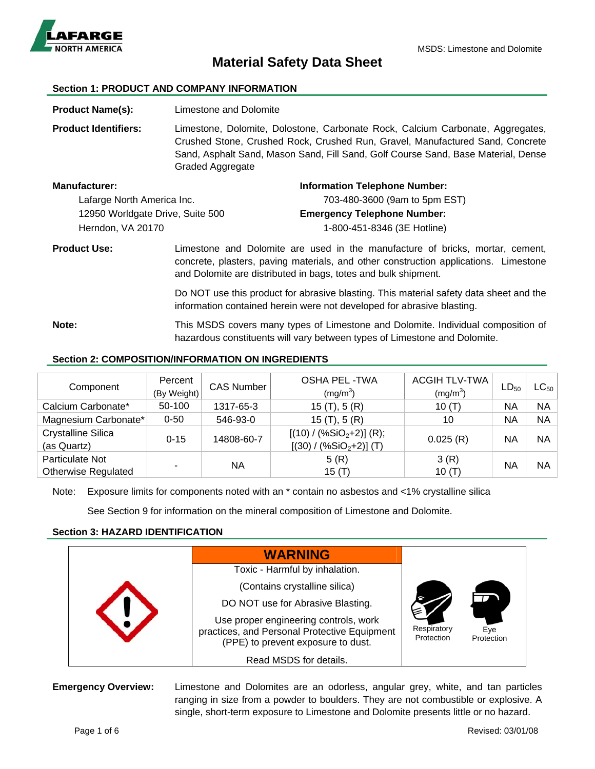# Material Safety Data Sheet

## Section 1: PRODUCT AND COMPANY INFORMATION

**Product Name(s):** Limestone and Dolomite

**Product Identifiers:** Limestone, Dolomite, Dolostone, Carbonate Rock, Calcium Carbonate, Aggregates, Crushed Stone, Crushed Rock, Crushed Run, Gravel, Manufactured Sand, Concrete Sand, Asphalt Sand, Mason Sand, Fill Sand, Golf Course Sand, Base Material, Dense Graded Aggregate

**Manufacturer:**
Lafarge North America Inc.
12950 Worldgate Drive, Suite 500
Herndon, VA 20170

**Information Telephone Number:**
703-480-3600 (9am to 5pm EST)

**Emergency Telephone Number:**
1-800-451-8346 (3E Hotline)

**Product Use:** Limestone and Dolomite are used in the manufacture of bricks, mortar, cement, concrete, plasters, paving materials, and other construction applications. Limestone and Dolomite are distributed in bags, totes and bulk shipment.

Do NOT use this product for abrasive blasting. This material safety data sheet and the information contained herein were not developed for abrasive blasting.

**Note:** This MSDS covers many types of Limestone and Dolomite. Individual composition of hazardous constituents will vary between types of Limestone and Dolomite.

## Section 2: COMPOSITION/INFORMATION ON INGREDIENTS

| Component | Percent (By Weight) | CAS Number | OSHA PEL -TWA (mg/m$^3$) | ACGIH TLV-TWA (mg/m$^3$) | $LD_{50}$ | $LC_{50}$ |
|---|---|---|---|---|---|---|
| Calcium Carbonate* | 50-100 | 1317-65-3 | 15 (T), 5 (R) | 10 (T) | NA | NA |
| Magnesium Carbonate* | 0-50 | 546-93-0 | 15 (T), 5 (R) | 10 | NA | NA |
| Crystalline Silica (as Quartz) | 0-15 | 14808-60-7 | [(10) / (%$SiO_2$+2)] (R); [(30) / (%$SiO_2$+2)] (T) | 0.025 (R) | NA | NA |
| Particulate Not Otherwise Regulated | - | NA | 5 (R) 15 (T) | 3 (R) 10 (T) | NA | NA |

Note: Exposure limits for components noted with an * contain no asbestos and <1% crystalline silica

See Section 9 for information on the mineral composition of Limestone and Dolomite.

## Section 3: HAZARD IDENTIFICATION

**WARNING**

Toxic - Harmful by inhalation.

(Contains crystalline silica)

DO NOT use for Abrasive Blasting.

Use proper engineering controls, work practices, and Personal Protective Equipment (PPE) to prevent exposure to dust.

Read MSDS for details.

Respiratory Protection | Eye Protection

**Emergency Overview:** Limestone and Dolomites are an odorless, angular grey, white, and tan particles ranging in size from a powder to boulders. They are not combustible or explosive. A single, short-term exposure to Limestone and Dolomite presents little or no hazard.

Revised: 03/01/08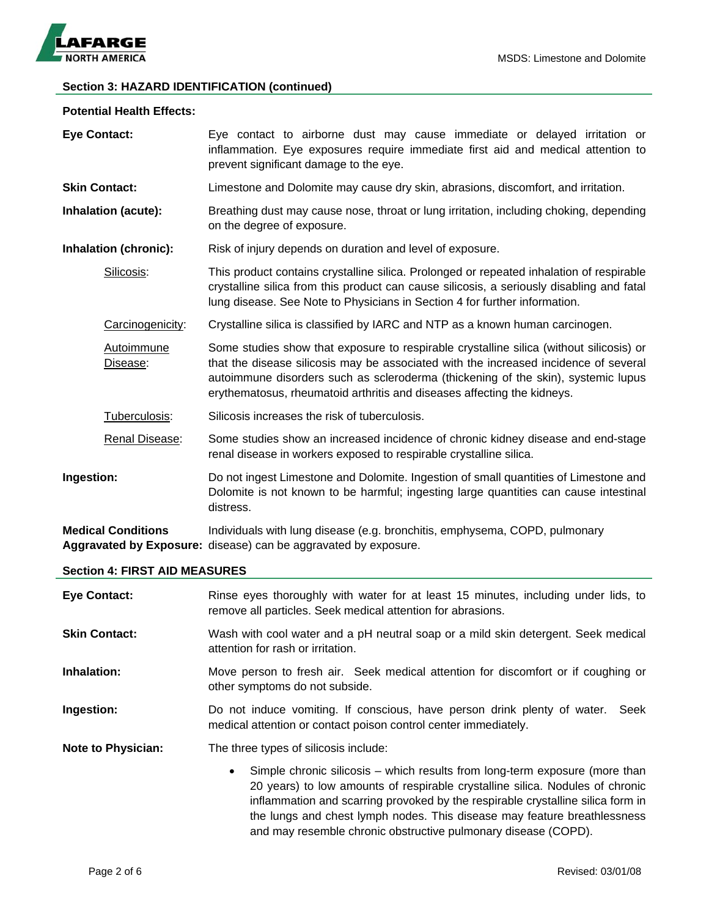## Section 3: HAZARD IDENTIFICATION (continued)

**Potential Health Effects:**

**Eye Contact:** Eye contact to airborne dust may cause immediate or delayed irritation or inflammation. Eye exposures require immediate first aid and medical attention to prevent significant damage to the eye.

**Skin Contact:** Limestone and Dolomite may cause dry skin, abrasions, discomfort, and irritation.

**Inhalation (acute):** Breathing dust may cause nose, throat or lung irritation, including choking, depending on the degree of exposure.

**Inhalation (chronic):** Risk of injury depends on duration and level of exposure.

- Silicosis: This product contains crystalline silica. Prolonged or repeated inhalation of respirable crystalline silica from this product can cause silicosis, a seriously disabling and fatal lung disease. See Note to Physicians in Section 4 for further information.
- Carcinogenicity: Crystalline silica is classified by IARC and NTP as a known human carcinogen.
- Autoimmune Disease: Some studies show that exposure to respirable crystalline silica (without silicosis) or that the disease silicosis may be associated with the increased incidence of several autoimmune disorders such as scleroderma (thickening of the skin), systemic lupus erythematosus, rheumatoid arthritis and diseases affecting the kidneys.
- Tuberculosis: Silicosis increases the risk of tuberculosis.
- Renal Disease: Some studies show an increased incidence of chronic kidney disease and end-stage renal disease in workers exposed to respirable crystalline silica.

**Ingestion:** Do not ingest Limestone and Dolomite. Ingestion of small quantities of Limestone and Dolomite is not known to be harmful; ingesting large quantities can cause intestinal distress.

**Medical Conditions Aggravated by Exposure:** Individuals with lung disease (e.g. bronchitis, emphysema, COPD, pulmonary disease) can be aggravated by exposure.

## Section 4: FIRST AID MEASURES

**Eye Contact:** Rinse eyes thoroughly with water for at least 15 minutes, including under lids, to remove all particles. Seek medical attention for abrasions.

**Skin Contact:** Wash with cool water and a pH neutral soap or a mild skin detergent. Seek medical attention for rash or irritation.

**Inhalation:** Move person to fresh air. Seek medical attention for discomfort or if coughing or other symptoms do not subside.

**Ingestion:** Do not induce vomiting. If conscious, have person drink plenty of water. Seek medical attention or contact poison control center immediately.

**Note to Physician:** The three types of silicosis include:

- Simple chronic silicosis – which results from long-term exposure (more than 20 years) to low amounts of respirable crystalline silica. Nodules of chronic inflammation and scarring provoked by the respirable crystalline silica form in the lungs and chest lymph nodes. This disease may feature breathlessness and may resemble chronic obstructive pulmonary disease (COPD).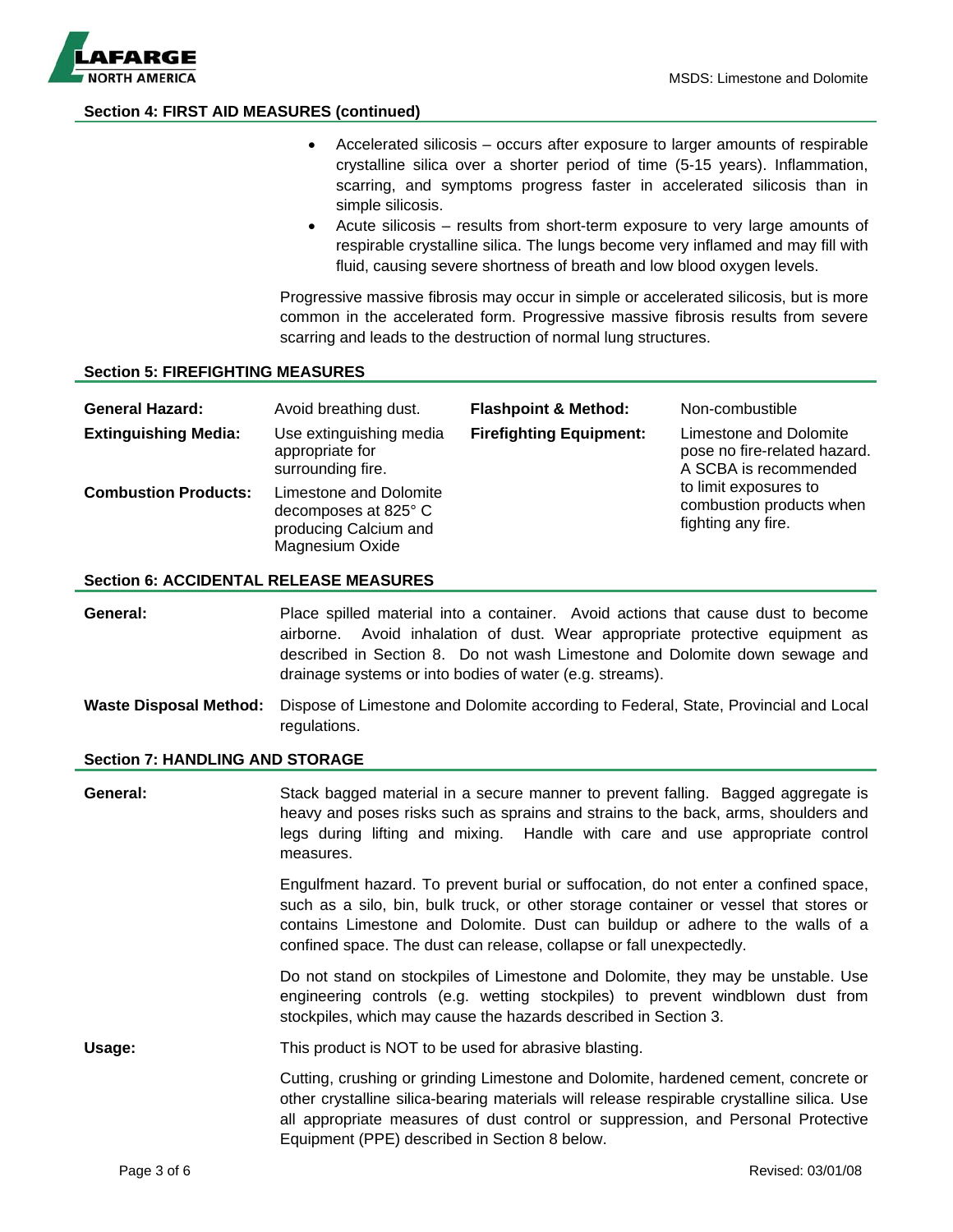## Section 4: FIRST AID MEASURES (continued)

- Accelerated silicosis – occurs after exposure to larger amounts of respirable crystalline silica over a shorter period of time (5-15 years). Inflammation, scarring, and symptoms progress faster in accelerated silicosis than in simple silicosis.
- Acute silicosis – results from short-term exposure to very large amounts of respirable crystalline silica. The lungs become very inflamed and may fill with fluid, causing severe shortness of breath and low blood oxygen levels.

Progressive massive fibrosis may occur in simple or accelerated silicosis, but is more common in the accelerated form. Progressive massive fibrosis results from severe scarring and leads to the destruction of normal lung structures.

## Section 5: FIREFIGHTING MEASURES

| | | | |
|---|---|---|---|
| **General Hazard:** | Avoid breathing dust. | **Flashpoint & Method:** | Non-combustible |
| **Extinguishing Media:** | Use extinguishing media appropriate for surrounding fire. | **Firefighting Equipment:** | Limestone and Dolomite pose no fire-related hazard. A SCBA is recommended to limit exposures to combustion products when fighting any fire. |
| **Combustion Products:** | Limestone and Dolomite decomposes at 825° C producing Calcium and Magnesium Oxide | | |

## Section 6: ACCIDENTAL RELEASE MEASURES

**General:** Place spilled material into a container. Avoid actions that cause dust to become airborne. Avoid inhalation of dust. Wear appropriate protective equipment as described in Section 8. Do not wash Limestone and Dolomite down sewage and drainage systems or into bodies of water (e.g. streams).

**Waste Disposal Method:** Dispose of Limestone and Dolomite according to Federal, State, Provincial and Local regulations.

## Section 7: HANDLING AND STORAGE

**General:** Stack bagged material in a secure manner to prevent falling. Bagged aggregate is heavy and poses risks such as sprains and strains to the back, arms, shoulders and legs during lifting and mixing. Handle with care and use appropriate control measures.

Engulfment hazard. To prevent burial or suffocation, do not enter a confined space, such as a silo, bin, bulk truck, or other storage container or vessel that stores or contains Limestone and Dolomite. Dust can buildup or adhere to the walls of a confined space. The dust can release, collapse or fall unexpectedly.

Do not stand on stockpiles of Limestone and Dolomite, they may be unstable. Use engineering controls (e.g. wetting stockpiles) to prevent windblown dust from stockpiles, which may cause the hazards described in Section 3.

**Usage:** This product is NOT to be used for abrasive blasting.

Cutting, crushing or grinding Limestone and Dolomite, hardened cement, concrete or other crystalline silica-bearing materials will release respirable crystalline silica. Use all appropriate measures of dust control or suppression, and Personal Protective Equipment (PPE) described in Section 8 below.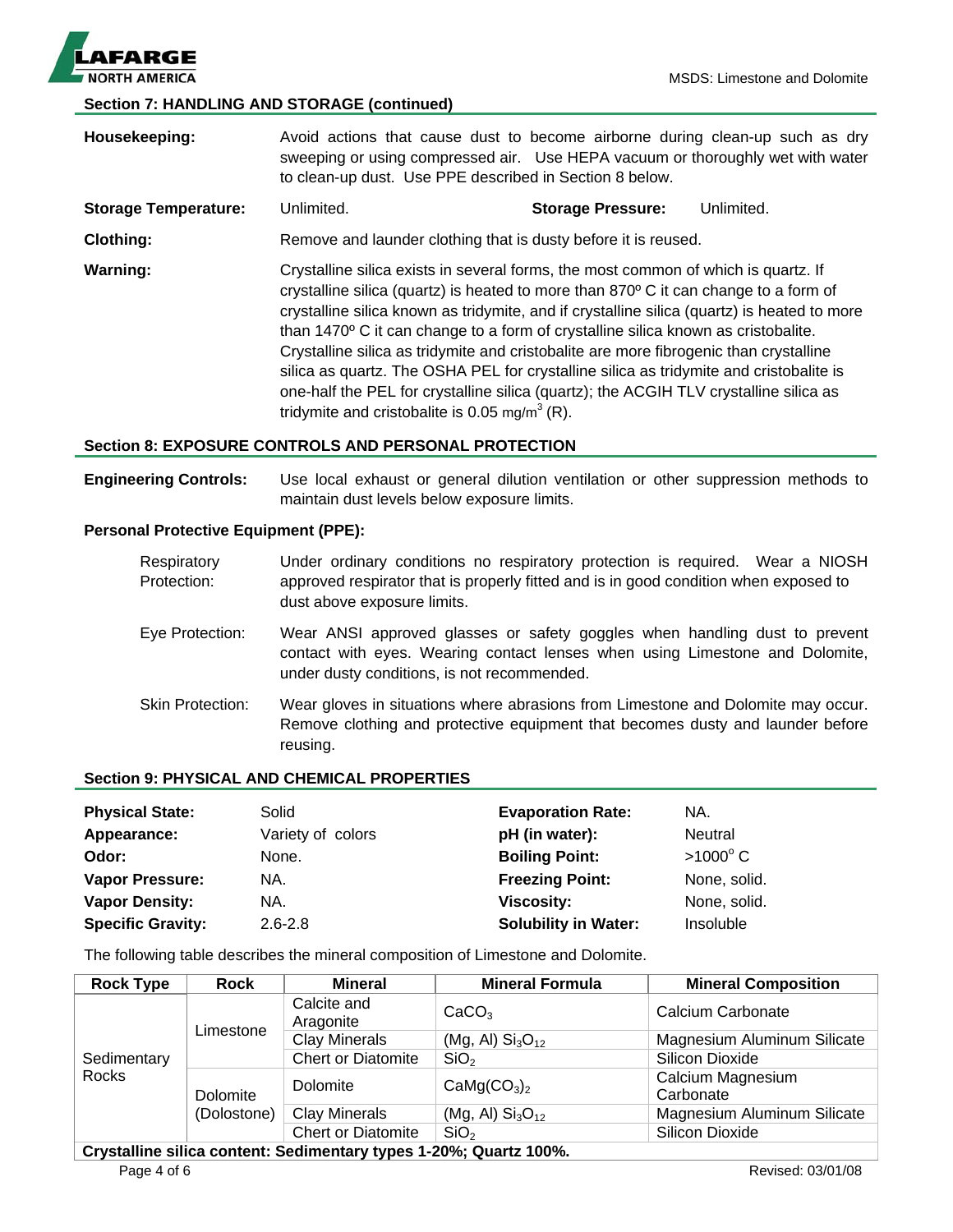## Section 7: HANDLING AND STORAGE (continued)

**Housekeeping:** Avoid actions that cause dust to become airborne during clean-up such as dry sweeping or using compressed air. Use HEPA vacuum or thoroughly wet with water to clean-up dust. Use PPE described in Section 8 below.

**Storage Temperature:** Unlimited. **Storage Pressure:** Unlimited.

**Clothing:** Remove and launder clothing that is dusty before it is reused.

**Warning:** Crystalline silica exists in several forms, the most common of which is quartz. If crystalline silica (quartz) is heated to more than 870º C it can change to a form of crystalline silica known as tridymite, and if crystalline silica (quartz) is heated to more than 1470º C it can change to a form of crystalline silica known as cristobalite. Crystalline silica as tridymite and cristobalite are more fibrogenic than crystalline silica as quartz. The OSHA PEL for crystalline silica as tridymite and cristobalite is one-half the PEL for crystalline silica (quartz); the ACGIH TLV crystalline silica as tridymite and cristobalite is 0.05 $mg/m^3$ (R).

## Section 8: EXPOSURE CONTROLS AND PERSONAL PROTECTION

**Engineering Controls:** Use local exhaust or general dilution ventilation or other suppression methods to maintain dust levels below exposure limits.

**Personal Protective Equipment (PPE):**

Respiratory Protection: Under ordinary conditions no respiratory protection is required. Wear a NIOSH approved respirator that is properly fitted and is in good condition when exposed to dust above exposure limits.

Eye Protection: Wear ANSI approved glasses or safety goggles when handling dust to prevent contact with eyes. Wearing contact lenses when using Limestone and Dolomite, under dusty conditions, is not recommended.

Skin Protection: Wear gloves in situations where abrasions from Limestone and Dolomite may occur. Remove clothing and protective equipment that becomes dusty and launder before reusing.

## Section 9: PHYSICAL AND CHEMICAL PROPERTIES

| | | | |
|---|---|---|---|
| **Physical State:** | Solid | **Evaporation Rate:** | NA. |
| **Appearance:** | Variety of colors | **pH (in water):** | Neutral |
| **Odor:** | None. | **Boiling Point:** | >1000° C |
| **Vapor Pressure:** | NA. | **Freezing Point:** | None, solid. |
| **Vapor Density:** | NA. | **Viscosity:** | None, solid. |
| **Specific Gravity:** | 2.6-2.8 | **Solubility in Water:** | Insoluble |

The following table describes the mineral composition of Limestone and Dolomite.

| Rock Type | Rock | Mineral | Mineral Formula | Mineral Composition |
|---|---|---|---|---|
| Sedimentary Rocks | Limestone | Calcite and Aragonite | $CaCO_3$ | Calcium Carbonate |
| | | Clay Minerals | (Mg, Al) $Si_3O_{12}$ | Magnesium Aluminum Silicate |
| | | Chert or Diatomite | $SiO_2$ | Silicon Dioxide |
| | Dolomite (Dolostone) | Dolomite | $CaMg(CO_3)_2$ | Calcium Magnesium Carbonate |
| | | Clay Minerals | (Mg, Al) $Si_3O_{12}$ | Magnesium Aluminum Silicate |
| | | Chert or Diatomite | $SiO_2$ | Silicon Dioxide |
| **Crystalline silica content: Sedimentary types 1-20%; Quartz 100%.** | | | | |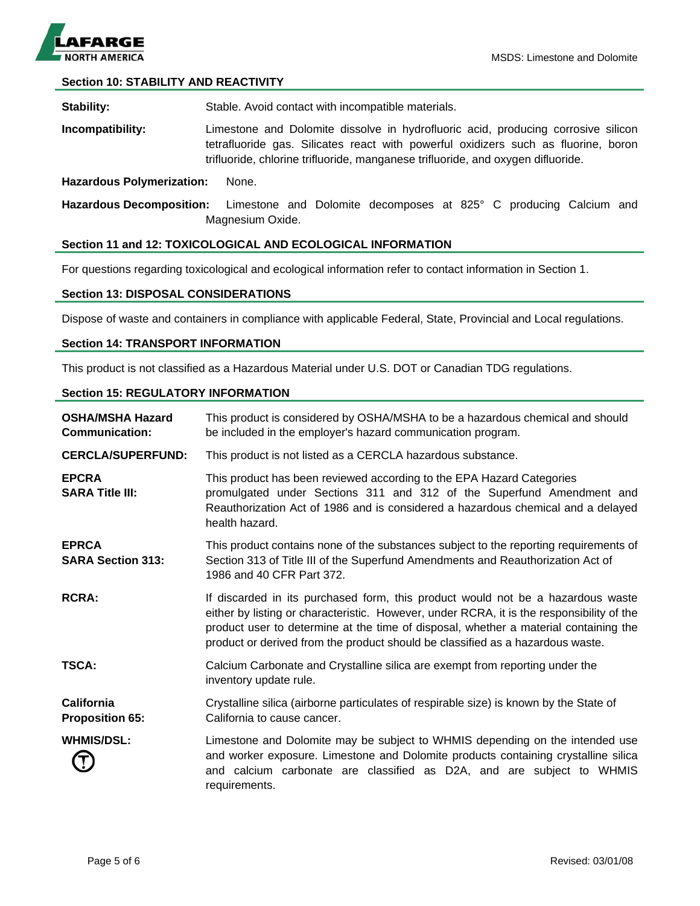## Section 10: STABILITY AND REACTIVITY

**Stability:** Stable. Avoid contact with incompatible materials.

**Incompatibility:** Limestone and Dolomite dissolve in hydrofluoric acid, producing corrosive silicon tetrafluoride gas. Silicates react with powerful oxidizers such as fluorine, boron trifluoride, chlorine trifluoride, manganese trifluoride, and oxygen difluoride.

**Hazardous Polymerization:** None.

**Hazardous Decomposition:** Limestone and Dolomite decomposes at 825° C producing Calcium and Magnesium Oxide.

## Section 11 and 12: TOXICOLOGICAL AND ECOLOGICAL INFORMATION

For questions regarding toxicological and ecological information refer to contact information in Section 1.

## Section 13: DISPOSAL CONSIDERATIONS

Dispose of waste and containers in compliance with applicable Federal, State, Provincial and Local regulations.

## Section 14: TRANSPORT INFORMATION

This product is not classified as a Hazardous Material under U.S. DOT or Canadian TDG regulations.

## Section 15: REGULATORY INFORMATION

**OSHA/MSHA Hazard Communication:** This product is considered by OSHA/MSHA to be a hazardous chemical and should be included in the employer's hazard communication program.

**CERCLA/SUPERFUND:** This product is not listed as a CERCLA hazardous substance.

**EPCRA SARA Title III:** This product has been reviewed according to the EPA Hazard Categories promulgated under Sections 311 and 312 of the Superfund Amendment and Reauthorization Act of 1986 and is considered a hazardous chemical and a delayed health hazard.

**EPRCA SARA Section 313:** This product contains none of the substances subject to the reporting requirements of Section 313 of Title III of the Superfund Amendments and Reauthorization Act of 1986 and 40 CFR Part 372.

**RCRA:** If discarded in its purchased form, this product would not be a hazardous waste either by listing or characteristic. However, under RCRA, it is the responsibility of the product user to determine at the time of disposal, whether a material containing the product or derived from the product should be classified as a hazardous waste.

**TSCA:** Calcium Carbonate and Crystalline silica are exempt from reporting under the inventory update rule.

**California Proposition 65:** Crystalline silica (airborne particulates of respirable size) is known by the State of California to cause cancer.

**WHMIS/DSL:** Limestone and Dolomite may be subject to WHMIS depending on the intended use and worker exposure. Limestone and Dolomite products containing crystalline silica and calcium carbonate are classified as D2A, and are subject to WHMIS requirements.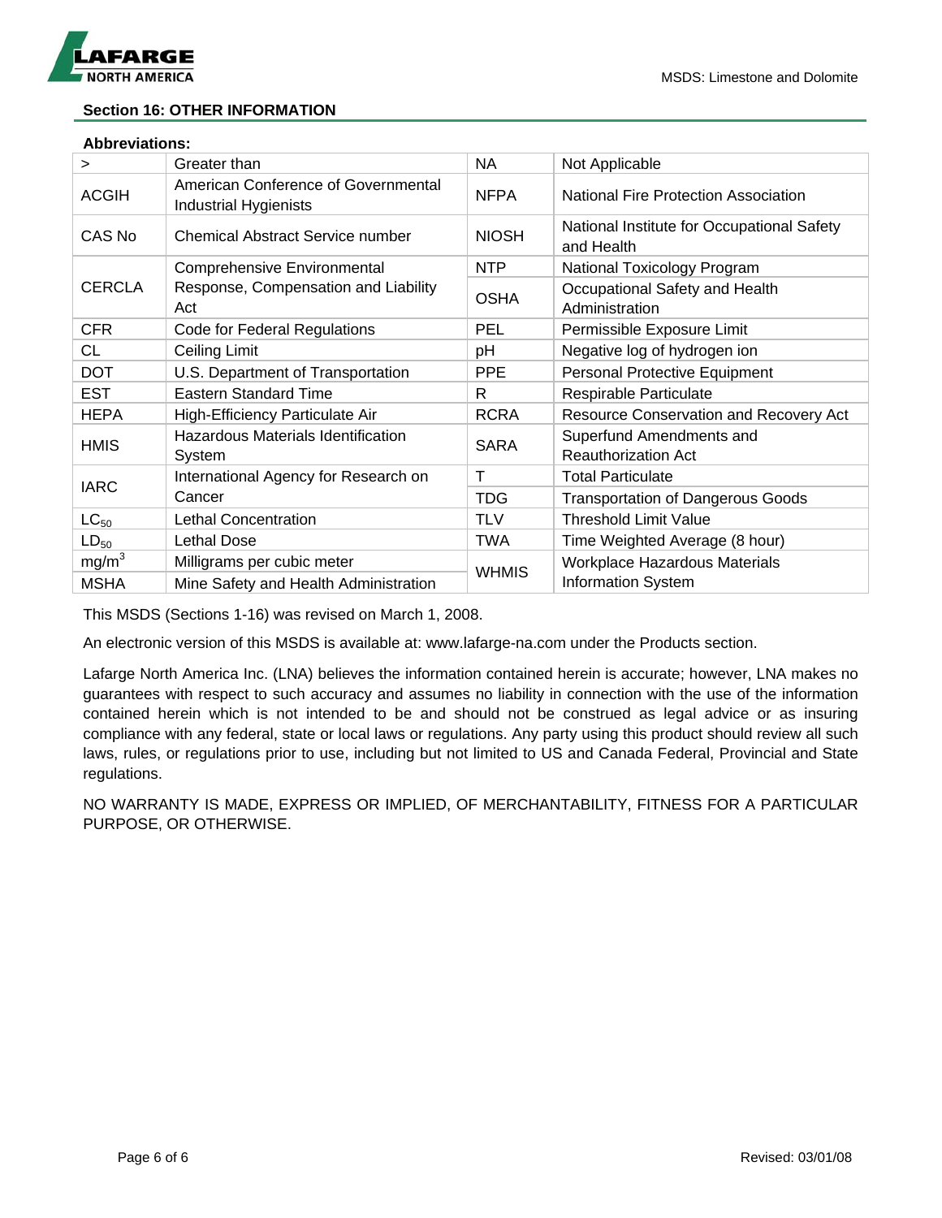## Section 16: OTHER INFORMATION

**Abbreviations:**

| | | | |
|---|---|---|---|
| > | Greater than | NA | Not Applicable |
| ACGIH | American Conference of Governmental Industrial Hygienists | NFPA | National Fire Protection Association |
| CAS No | Chemical Abstract Service number | NIOSH | National Institute for Occupational Safety and Health |
| CERCLA | Comprehensive Environmental Response, Compensation and Liability Act | NTP | National Toxicology Program |
| | | OSHA | Occupational Safety and Health Administration |
| CFR | Code for Federal Regulations | PEL | Permissible Exposure Limit |
| CL | Ceiling Limit | pH | Negative log of hydrogen ion |
| DOT | U.S. Department of Transportation | PPE | Personal Protective Equipment |
| EST | Eastern Standard Time | R | Respirable Particulate |
| HEPA | High-Efficiency Particulate Air | RCRA | Resource Conservation and Recovery Act |
| HMIS | Hazardous Materials Identification System | SARA | Superfund Amendments and Reauthorization Act |
| IARC | International Agency for Research on Cancer | T | Total Particulate |
| | | TDG | Transportation of Dangerous Goods |
| $LC_{50}$ | Lethal Concentration | TLV | Threshold Limit Value |
| $LD_{50}$ | Lethal Dose | TWA | Time Weighted Average (8 hour) |
| $mg/m^3$ | Milligrams per cubic meter | WHMIS | Workplace Hazardous Materials Information System |
| MSHA | Mine Safety and Health Administration | | |

This MSDS (Sections 1-16) was revised on March 1, 2008.

An electronic version of this MSDS is available at: www.lafarge-na.com under the Products section.

Lafarge North America Inc. (LNA) believes the information contained herein is accurate; however, LNA makes no guarantees with respect to such accuracy and assumes no liability in connection with the use of the information contained herein which is not intended to be and should not be construed as legal advice or as insuring compliance with any federal, state or local laws or regulations. Any party using this product should review all such laws, rules, or regulations prior to use, including but not limited to US and Canada Federal, Provincial and State regulations.

NO WARRANTY IS MADE, EXPRESS OR IMPLIED, OF MERCHANTABILITY, FITNESS FOR A PARTICULAR PURPOSE, OR OTHERWISE.